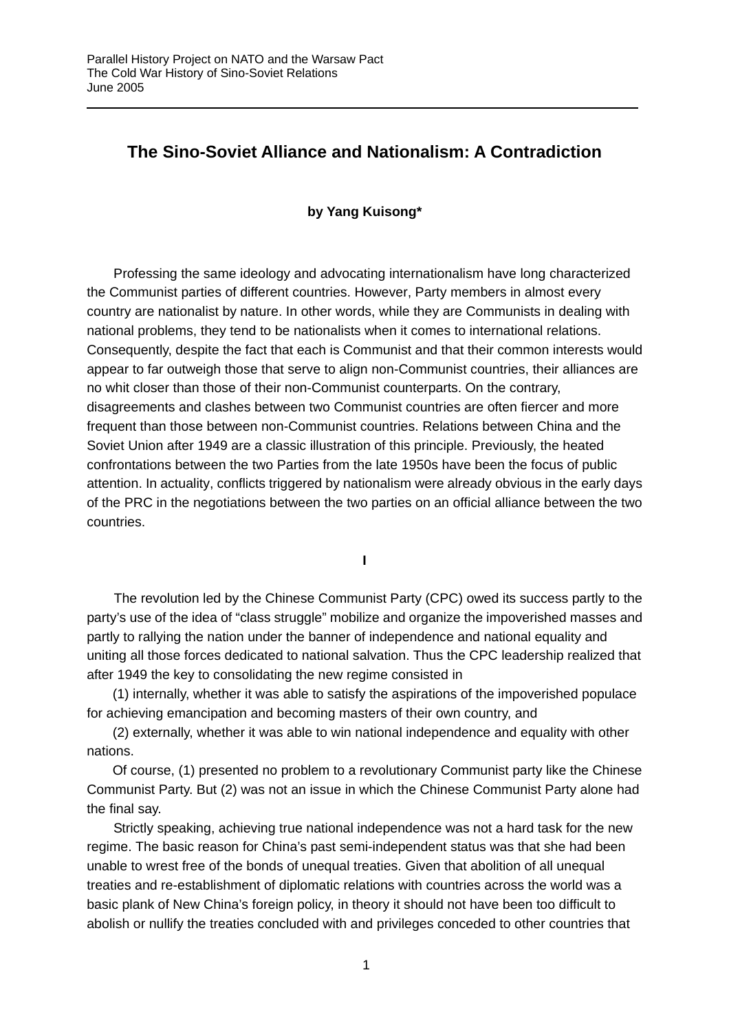# The Sino-Soviet Alliance and Nationalism: A Contradiction

**by Yang Kuisong***

Professing the same ideology and advocating internationalism have long characterized the Communist parties of different countries. However, Party members in almost every country are nationalist by nature. In other words, while they are Communists in dealing with national problems, they tend to be nationalists when it comes to international relations. Consequently, despite the fact that each is Communist and that their common interests would appear to far outweigh those that serve to align non-Communist countries, their alliances are no whit closer than those of their non-Communist counterparts. On the contrary, disagreements and clashes between two Communist countries are often fiercer and more frequent than those between non-Communist countries. Relations between China and the Soviet Union after 1949 are a classic illustration of this principle. Previously, the heated confrontations between the two Parties from the late 1950s have been the focus of public attention. In actuality, conflicts triggered by nationalism were already obvious in the early days of the PRC in the negotiations between the two parties on an official alliance between the two countries.

## I

The revolution led by the Chinese Communist Party (CPC) owed its success partly to the party's use of the idea of "class struggle" mobilize and organize the impoverished masses and partly to rallying the nation under the banner of independence and national equality and uniting all those forces dedicated to national salvation. Thus the CPC leadership realized that after 1949 the key to consolidating the new regime consisted in

(1) internally, whether it was able to satisfy the aspirations of the impoverished populace for achieving emancipation and becoming masters of their own country, and

(2) externally, whether it was able to win national independence and equality with other nations.

Of course, (1) presented no problem to a revolutionary Communist party like the Chinese Communist Party. But (2) was not an issue in which the Chinese Communist Party alone had the final say.

Strictly speaking, achieving true national independence was not a hard task for the new regime. The basic reason for China's past semi-independent status was that she had been unable to wrest free of the bonds of unequal treaties. Given that abolition of all unequal treaties and re-establishment of diplomatic relations with countries across the world was a basic plank of New China's foreign policy, in theory it should not have been too difficult to abolish or nullify the treaties concluded with and privileges conceded to other countries that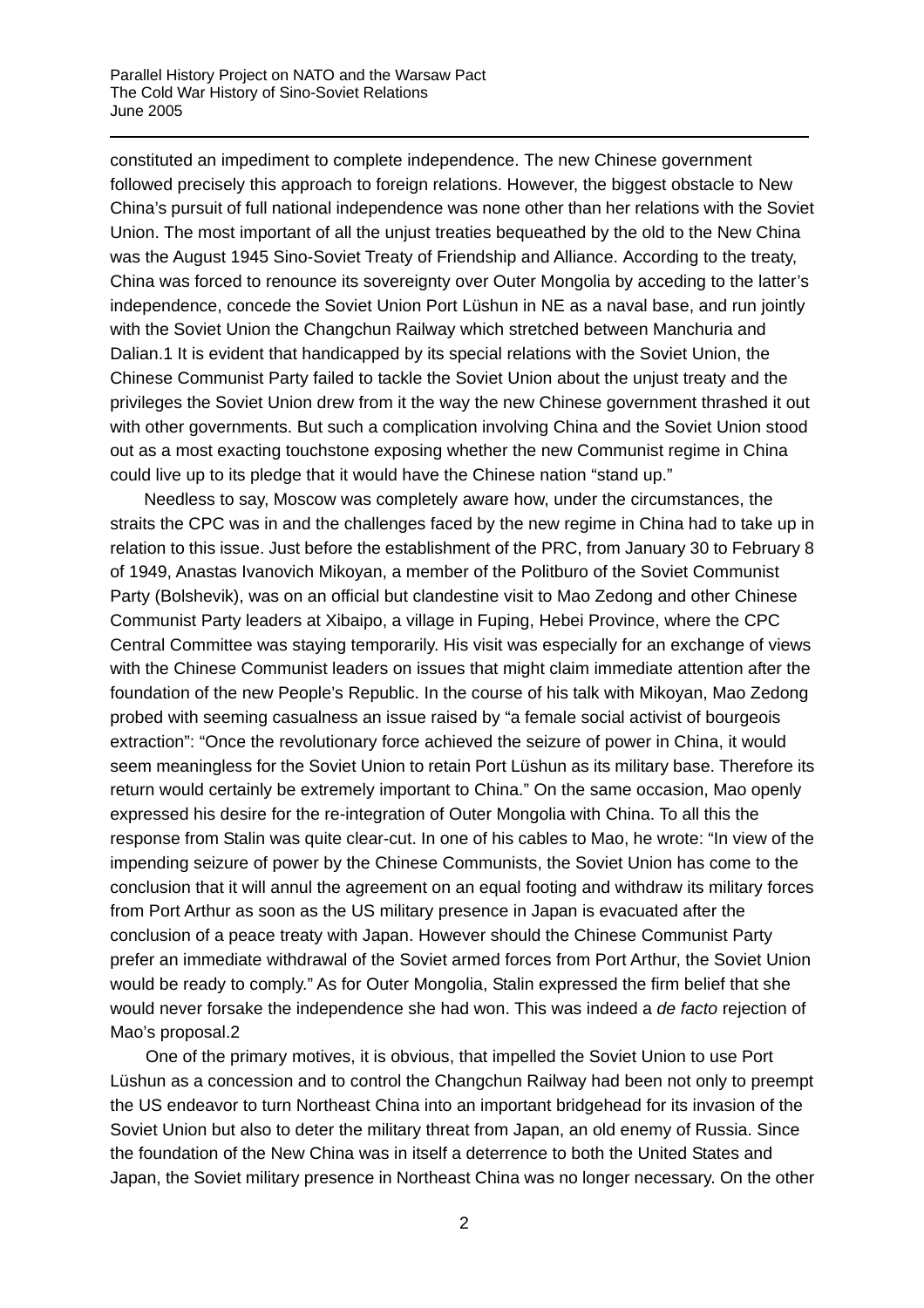constituted an impediment to complete independence. The new Chinese government followed precisely this approach to foreign relations. However, the biggest obstacle to New China's pursuit of full national independence was none other than her relations with the Soviet Union. The most important of all the unjust treaties bequeathed by the old to the New China was the August 1945 Sino-Soviet Treaty of Friendship and Alliance. According to the treaty, China was forced to renounce its sovereignty over Outer Mongolia by acceding to the latter's independence, concede the Soviet Union Port Lüshun in NE as a naval base, and run jointly with the Soviet Union the Changchun Railway which stretched between Manchuria and Dalian.1 It is evident that handicapped by its special relations with the Soviet Union, the Chinese Communist Party failed to tackle the Soviet Union about the unjust treaty and the privileges the Soviet Union drew from it the way the new Chinese government thrashed it out with other governments. But such a complication involving China and the Soviet Union stood out as a most exacting touchstone exposing whether the new Communist regime in China could live up to its pledge that it would have the Chinese nation "stand up."

Needless to say, Moscow was completely aware how, under the circumstances, the straits the CPC was in and the challenges faced by the new regime in China had to take up in relation to this issue. Just before the establishment of the PRC, from January 30 to February 8 of 1949, Anastas Ivanovich Mikoyan, a member of the Politburo of the Soviet Communist Party (Bolshevik), was on an official but clandestine visit to Mao Zedong and other Chinese Communist Party leaders at Xibaipo, a village in Fuping, Hebei Province, where the CPC Central Committee was staying temporarily. His visit was especially for an exchange of views with the Chinese Communist leaders on issues that might claim immediate attention after the foundation of the new People's Republic. In the course of his talk with Mikoyan, Mao Zedong probed with seeming casualness an issue raised by "a female social activist of bourgeois extraction": "Once the revolutionary force achieved the seizure of power in China, it would seem meaningless for the Soviet Union to retain Port Lüshun as its military base. Therefore its return would certainly be extremely important to China." On the same occasion, Mao openly expressed his desire for the re-integration of Outer Mongolia with China. To all this the response from Stalin was quite clear-cut. In one of his cables to Mao, he wrote: "In view of the impending seizure of power by the Chinese Communists, the Soviet Union has come to the conclusion that it will annul the agreement on an equal footing and withdraw its military forces from Port Arthur as soon as the US military presence in Japan is evacuated after the conclusion of a peace treaty with Japan. However should the Chinese Communist Party prefer an immediate withdrawal of the Soviet armed forces from Port Arthur, the Soviet Union would be ready to comply." As for Outer Mongolia, Stalin expressed the firm belief that she would never forsake the independence she had won. This was indeed a *de facto* rejection of Mao's proposal.2

One of the primary motives, it is obvious, that impelled the Soviet Union to use Port Lüshun as a concession and to control the Changchun Railway had been not only to preempt the US endeavor to turn Northeast China into an important bridgehead for its invasion of the Soviet Union but also to deter the military threat from Japan, an old enemy of Russia. Since the foundation of the New China was in itself a deterrence to both the United States and Japan, the Soviet military presence in Northeast China was no longer necessary. On the other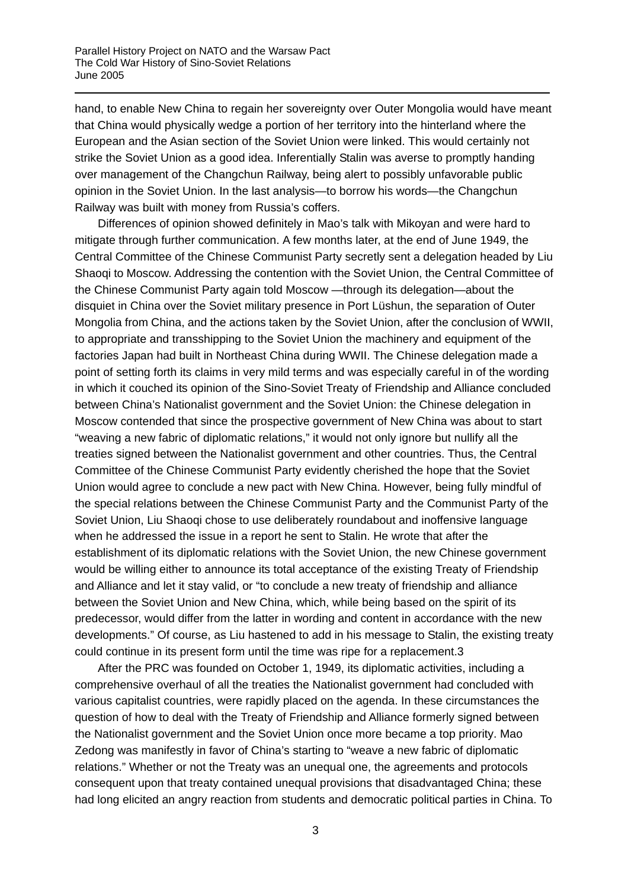hand, to enable New China to regain her sovereignty over Outer Mongolia would have meant that China would physically wedge a portion of her territory into the hinterland where the European and the Asian section of the Soviet Union were linked. This would certainly not strike the Soviet Union as a good idea. Inferentially Stalin was averse to promptly handing over management of the Changchun Railway, being alert to possibly unfavorable public opinion in the Soviet Union. In the last analysis—to borrow his words—the Changchun Railway was built with money from Russia's coffers.

Differences of opinion showed definitely in Mao's talk with Mikoyan and were hard to mitigate through further communication. A few months later, at the end of June 1949, the Central Committee of the Chinese Communist Party secretly sent a delegation headed by Liu Shaoqi to Moscow. Addressing the contention with the Soviet Union, the Central Committee of the Chinese Communist Party again told Moscow —through its delegation—about the disquiet in China over the Soviet military presence in Port Lüshun, the separation of Outer Mongolia from China, and the actions taken by the Soviet Union, after the conclusion of WWII, to appropriate and transshipping to the Soviet Union the machinery and equipment of the factories Japan had built in Northeast China during WWII. The Chinese delegation made a point of setting forth its claims in very mild terms and was especially careful in of the wording in which it couched its opinion of the Sino-Soviet Treaty of Friendship and Alliance concluded between China's Nationalist government and the Soviet Union: the Chinese delegation in Moscow contended that since the prospective government of New China was about to start "weaving a new fabric of diplomatic relations," it would not only ignore but nullify all the treaties signed between the Nationalist government and other countries. Thus, the Central Committee of the Chinese Communist Party evidently cherished the hope that the Soviet Union would agree to conclude a new pact with New China. However, being fully mindful of the special relations between the Chinese Communist Party and the Communist Party of the Soviet Union, Liu Shaoqi chose to use deliberately roundabout and inoffensive language when he addressed the issue in a report he sent to Stalin. He wrote that after the establishment of its diplomatic relations with the Soviet Union, the new Chinese government would be willing either to announce its total acceptance of the existing Treaty of Friendship and Alliance and let it stay valid, or "to conclude a new treaty of friendship and alliance between the Soviet Union and New China, which, while being based on the spirit of its predecessor, would differ from the latter in wording and content in accordance with the new developments." Of course, as Liu hastened to add in his message to Stalin, the existing treaty could continue in its present form until the time was ripe for a replacement.[3]

After the PRC was founded on October 1, 1949, its diplomatic activities, including a comprehensive overhaul of all the treaties the Nationalist government had concluded with various capitalist countries, were rapidly placed on the agenda. In these circumstances the question of how to deal with the Treaty of Friendship and Alliance formerly signed between the Nationalist government and the Soviet Union once more became a top priority. Mao Zedong was manifestly in favor of China's starting to "weave a new fabric of diplomatic relations." Whether or not the Treaty was an unequal one, the agreements and protocols consequent upon that treaty contained unequal provisions that disadvantaged China; these had long elicited an angry reaction from students and democratic political parties in China. To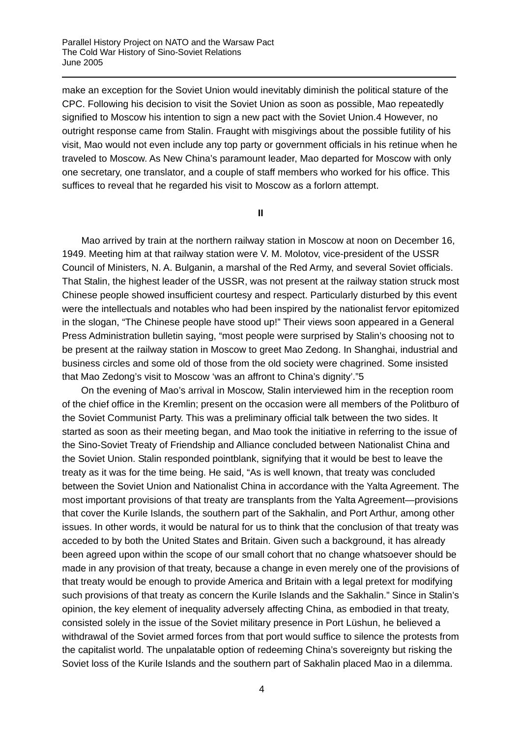make an exception for the Soviet Union would inevitably diminish the political stature of the CPC. Following his decision to visit the Soviet Union as soon as possible, Mao repeatedly signified to Moscow his intention to sign a new pact with the Soviet Union.4 However, no outright response came from Stalin. Fraught with misgivings about the possible futility of his visit, Mao would not even include any top party or government officials in his retinue when he traveled to Moscow. As New China's paramount leader, Mao departed for Moscow with only one secretary, one translator, and a couple of staff members who worked for his office. This suffices to reveal that he regarded his visit to Moscow as a forlorn attempt.

**II**

Mao arrived by train at the northern railway station in Moscow at noon on December 16, 1949. Meeting him at that railway station were V. M. Molotov, vice-president of the USSR Council of Ministers, N. A. Bulganin, a marshal of the Red Army, and several Soviet officials. That Stalin, the highest leader of the USSR, was not present at the railway station struck most Chinese people showed insufficient courtesy and respect. Particularly disturbed by this event were the intellectuals and notables who had been inspired by the nationalist fervor epitomized in the slogan, "The Chinese people have stood up!" Their views soon appeared in a General Press Administration bulletin saying, "most people were surprised by Stalin's choosing not to be present at the railway station in Moscow to greet Mao Zedong. In Shanghai, industrial and business circles and some old of those from the old society were chagrined. Some insisted that Mao Zedong's visit to Moscow 'was an affront to China's dignity'."5

On the evening of Mao's arrival in Moscow, Stalin interviewed him in the reception room of the chief office in the Kremlin; present on the occasion were all members of the Politburo of the Soviet Communist Party. This was a preliminary official talk between the two sides. It started as soon as their meeting began, and Mao took the initiative in referring to the issue of the Sino-Soviet Treaty of Friendship and Alliance concluded between Nationalist China and the Soviet Union. Stalin responded pointblank, signifying that it would be best to leave the treaty as it was for the time being. He said, "As is well known, that treaty was concluded between the Soviet Union and Nationalist China in accordance with the Yalta Agreement. The most important provisions of that treaty are transplants from the Yalta Agreement—provisions that cover the Kurile Islands, the southern part of the Sakhalin, and Port Arthur, among other issues. In other words, it would be natural for us to think that the conclusion of that treaty was acceded to by both the United States and Britain. Given such a background, it has already been agreed upon within the scope of our small cohort that no change whatsoever should be made in any provision of that treaty, because a change in even merely one of the provisions of that treaty would be enough to provide America and Britain with a legal pretext for modifying such provisions of that treaty as concern the Kurile Islands and the Sakhalin." Since in Stalin's opinion, the key element of inequality adversely affecting China, as embodied in that treaty, consisted solely in the issue of the Soviet military presence in Port Lüshun, he believed a withdrawal of the Soviet armed forces from that port would suffice to silence the protests from the capitalist world. The unpalatable option of redeeming China's sovereignty but risking the Soviet loss of the Kurile Islands and the southern part of Sakhalin placed Mao in a dilemma.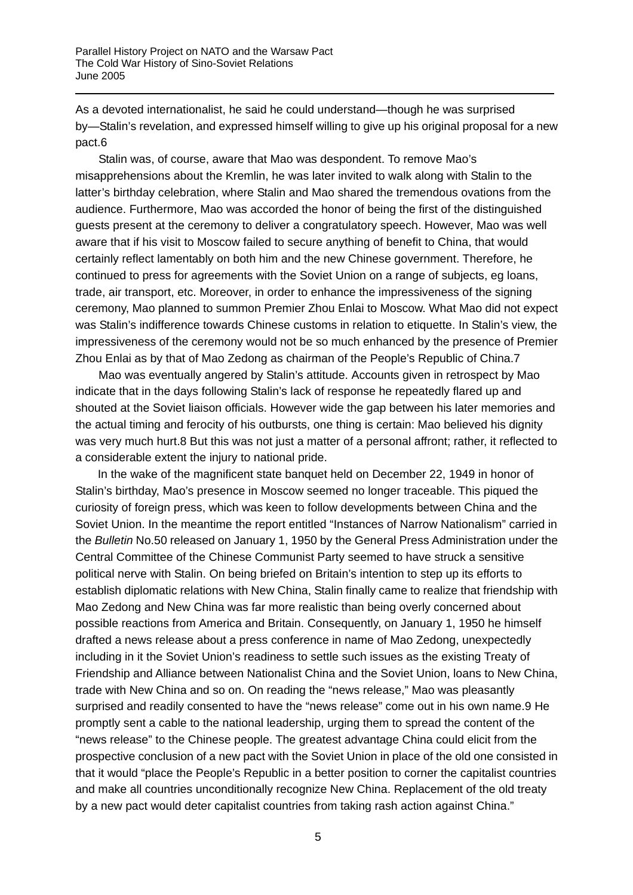As a devoted internationalist, he said he could understand—though he was surprised by—Stalin's revelation, and expressed himself willing to give up his original proposal for a new pact.6

Stalin was, of course, aware that Mao was despondent. To remove Mao's misapprehensions about the Kremlin, he was later invited to walk along with Stalin to the latter's birthday celebration, where Stalin and Mao shared the tremendous ovations from the audience. Furthermore, Mao was accorded the honor of being the first of the distinguished guests present at the ceremony to deliver a congratulatory speech. However, Mao was well aware that if his visit to Moscow failed to secure anything of benefit to China, that would certainly reflect lamentably on both him and the new Chinese government. Therefore, he continued to press for agreements with the Soviet Union on a range of subjects, eg loans, trade, air transport, etc. Moreover, in order to enhance the impressiveness of the signing ceremony, Mao planned to summon Premier Zhou Enlai to Moscow. What Mao did not expect was Stalin's indifference towards Chinese customs in relation to etiquette. In Stalin's view, the impressiveness of the ceremony would not be so much enhanced by the presence of Premier Zhou Enlai as by that of Mao Zedong as chairman of the People's Republic of China.7

Mao was eventually angered by Stalin's attitude. Accounts given in retrospect by Mao indicate that in the days following Stalin's lack of response he repeatedly flared up and shouted at the Soviet liaison officials. However wide the gap between his later memories and the actual timing and ferocity of his outbursts, one thing is certain: Mao believed his dignity was very much hurt.8 But this was not just a matter of a personal affront; rather, it reflected to a considerable extent the injury to national pride.

In the wake of the magnificent state banquet held on December 22, 1949 in honor of Stalin's birthday, Mao's presence in Moscow seemed no longer traceable. This piqued the curiosity of foreign press, which was keen to follow developments between China and the Soviet Union. In the meantime the report entitled "Instances of Narrow Nationalism" carried in the *Bulletin* No.50 released on January 1, 1950 by the General Press Administration under the Central Committee of the Chinese Communist Party seemed to have struck a sensitive political nerve with Stalin. On being briefed on Britain's intention to step up its efforts to establish diplomatic relations with New China, Stalin finally came to realize that friendship with Mao Zedong and New China was far more realistic than being overly concerned about possible reactions from America and Britain. Consequently, on January 1, 1950 he himself drafted a news release about a press conference in name of Mao Zedong, unexpectedly including in it the Soviet Union's readiness to settle such issues as the existing Treaty of Friendship and Alliance between Nationalist China and the Soviet Union, loans to New China, trade with New China and so on. On reading the "news release," Mao was pleasantly surprised and readily consented to have the "news release" come out in his own name.9 He promptly sent a cable to the national leadership, urging them to spread the content of the "news release" to the Chinese people. The greatest advantage China could elicit from the prospective conclusion of a new pact with the Soviet Union in place of the old one consisted in that it would "place the People's Republic in a better position to corner the capitalist countries and make all countries unconditionally recognize New China. Replacement of the old treaty by a new pact would deter capitalist countries from taking rash action against China."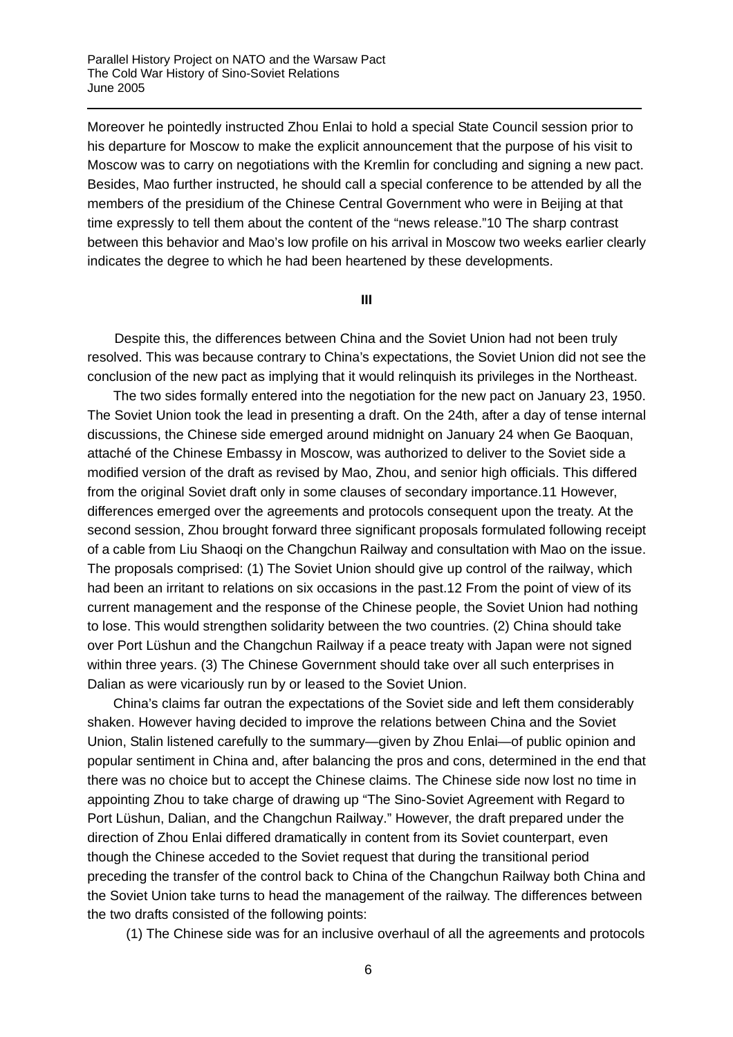Moreover he pointedly instructed Zhou Enlai to hold a special State Council session prior to his departure for Moscow to make the explicit announcement that the purpose of his visit to Moscow was to carry on negotiations with the Kremlin for concluding and signing a new pact. Besides, Mao further instructed, he should call a special conference to be attended by all the members of the presidium of the Chinese Central Government who were in Beijing at that time expressly to tell them about the content of the "news release."10 The sharp contrast between this behavior and Mao's low profile on his arrival in Moscow two weeks earlier clearly indicates the degree to which he had been heartened by these developments.

## III

Despite this, the differences between China and the Soviet Union had not been truly resolved. This was because contrary to China's expectations, the Soviet Union did not see the conclusion of the new pact as implying that it would relinquish its privileges in the Northeast.

The two sides formally entered into the negotiation for the new pact on January 23, 1950. The Soviet Union took the lead in presenting a draft. On the 24th, after a day of tense internal discussions, the Chinese side emerged around midnight on January 24 when Ge Baoquan, attaché of the Chinese Embassy in Moscow, was authorized to deliver to the Soviet side a modified version of the draft as revised by Mao, Zhou, and senior high officials. This differed from the original Soviet draft only in some clauses of secondary importance.11 However, differences emerged over the agreements and protocols consequent upon the treaty. At the second session, Zhou brought forward three significant proposals formulated following receipt of a cable from Liu Shaoqi on the Changchun Railway and consultation with Mao on the issue. The proposals comprised: (1) The Soviet Union should give up control of the railway, which had been an irritant to relations on six occasions in the past.12 From the point of view of its current management and the response of the Chinese people, the Soviet Union had nothing to lose. This would strengthen solidarity between the two countries. (2) China should take over Port Lüshun and the Changchun Railway if a peace treaty with Japan were not signed within three years. (3) The Chinese Government should take over all such enterprises in Dalian as were vicariously run by or leased to the Soviet Union.

China's claims far outran the expectations of the Soviet side and left them considerably shaken. However having decided to improve the relations between China and the Soviet Union, Stalin listened carefully to the summary—given by Zhou Enlai—of public opinion and popular sentiment in China and, after balancing the pros and cons, determined in the end that there was no choice but to accept the Chinese claims. The Chinese side now lost no time in appointing Zhou to take charge of drawing up "The Sino-Soviet Agreement with Regard to Port Lüshun, Dalian, and the Changchun Railway." However, the draft prepared under the direction of Zhou Enlai differed dramatically in content from its Soviet counterpart, even though the Chinese acceded to the Soviet request that during the transitional period preceding the transfer of the control back to China of the Changchun Railway both China and the Soviet Union take turns to head the management of the railway. The differences between the two drafts consisted of the following points:

(1) The Chinese side was for an inclusive overhaul of all the agreements and protocols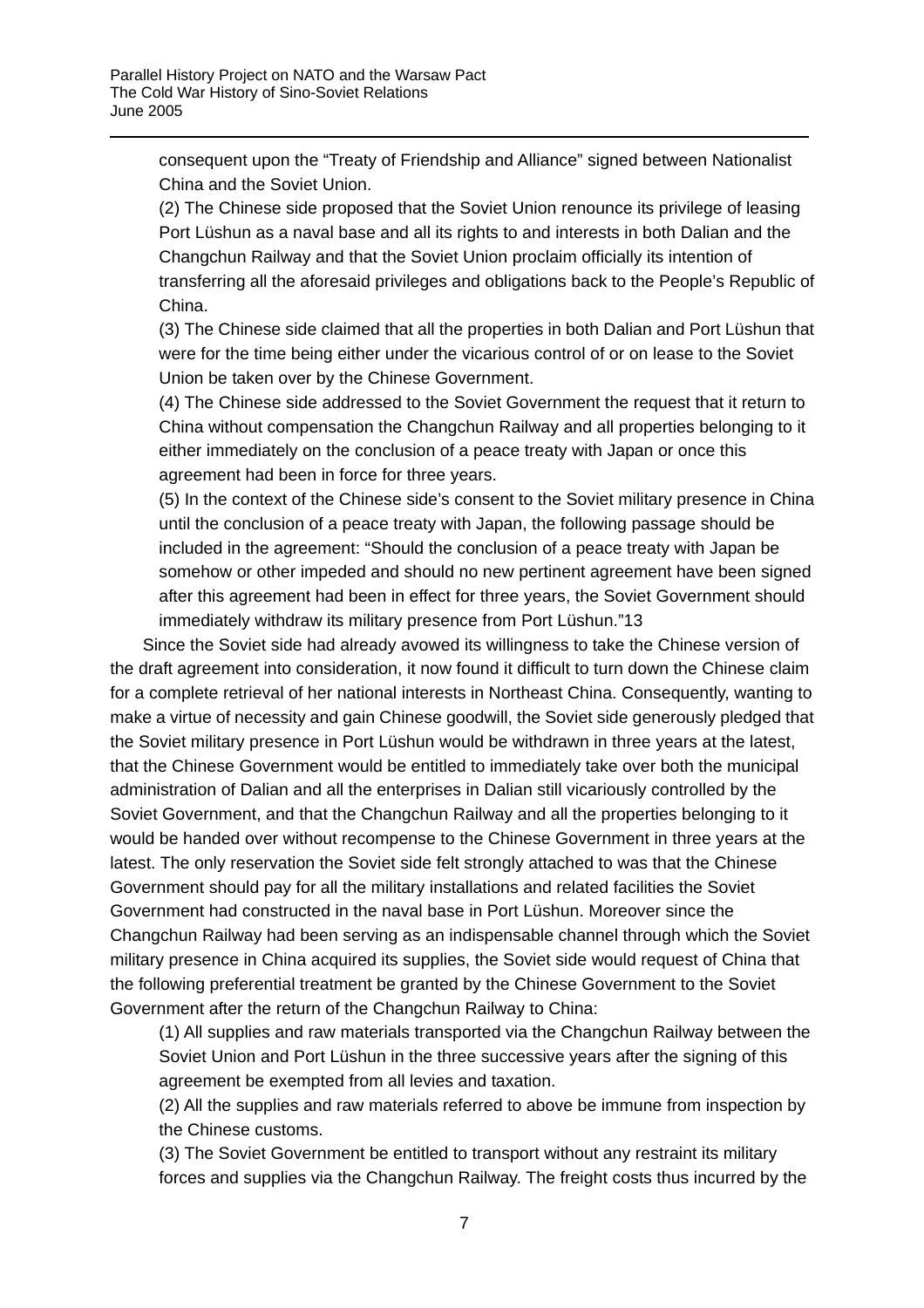consequent upon the "Treaty of Friendship and Alliance" signed between Nationalist China and the Soviet Union.

(2) The Chinese side proposed that the Soviet Union renounce its privilege of leasing Port Lüshun as a naval base and all its rights to and interests in both Dalian and the Changchun Railway and that the Soviet Union proclaim officially its intention of transferring all the aforesaid privileges and obligations back to the People's Republic of China.

(3) The Chinese side claimed that all the properties in both Dalian and Port Lüshun that were for the time being either under the vicarious control of or on lease to the Soviet Union be taken over by the Chinese Government.

(4) The Chinese side addressed to the Soviet Government the request that it return to China without compensation the Changchun Railway and all properties belonging to it either immediately on the conclusion of a peace treaty with Japan or once this agreement had been in force for three years.

(5) In the context of the Chinese side's consent to the Soviet military presence in China until the conclusion of a peace treaty with Japan, the following passage should be included in the agreement: "Should the conclusion of a peace treaty with Japan be somehow or other impeded and should no new pertinent agreement have been signed after this agreement had been in effect for three years, the Soviet Government should immediately withdraw its military presence from Port Lüshun."13

Since the Soviet side had already avowed its willingness to take the Chinese version of the draft agreement into consideration, it now found it difficult to turn down the Chinese claim for a complete retrieval of her national interests in Northeast China. Consequently, wanting to make a virtue of necessity and gain Chinese goodwill, the Soviet side generously pledged that the Soviet military presence in Port Lüshun would be withdrawn in three years at the latest, that the Chinese Government would be entitled to immediately take over both the municipal administration of Dalian and all the enterprises in Dalian still vicariously controlled by the Soviet Government, and that the Changchun Railway and all the properties belonging to it would be handed over without recompense to the Chinese Government in three years at the latest. The only reservation the Soviet side felt strongly attached to was that the Chinese Government should pay for all the military installations and related facilities the Soviet Government had constructed in the naval base in Port Lüshun. Moreover since the Changchun Railway had been serving as an indispensable channel through which the Soviet military presence in China acquired its supplies, the Soviet side would request of China that the following preferential treatment be granted by the Chinese Government to the Soviet Government after the return of the Changchun Railway to China:

(1) All supplies and raw materials transported via the Changchun Railway between the Soviet Union and Port Lüshun in the three successive years after the signing of this agreement be exempted from all levies and taxation.

(2) All the supplies and raw materials referred to above be immune from inspection by the Chinese customs.

(3) The Soviet Government be entitled to transport without any restraint its military forces and supplies via the Changchun Railway. The freight costs thus incurred by the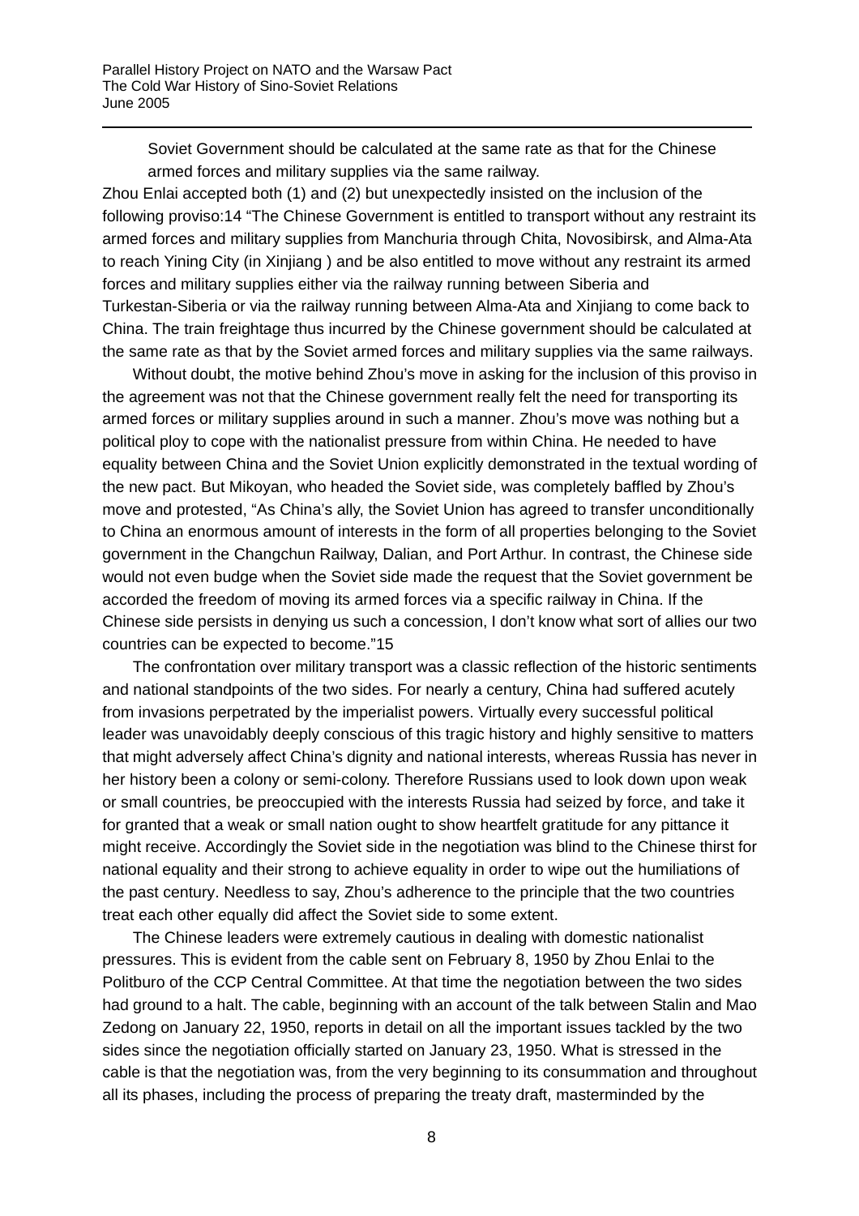Soviet Government should be calculated at the same rate as that for the Chinese armed forces and military supplies via the same railway.

Zhou Enlai accepted both (1) and (2) but unexpectedly insisted on the inclusion of the following proviso:14 "The Chinese Government is entitled to transport without any restraint its armed forces and military supplies from Manchuria through Chita, Novosibirsk, and Alma-Ata to reach Yining City (in Xinjiang ) and be also entitled to move without any restraint its armed forces and military supplies either via the railway running between Siberia and Turkestan-Siberia or via the railway running between Alma-Ata and Xinjiang to come back to China. The train freightage thus incurred by the Chinese government should be calculated at the same rate as that by the Soviet armed forces and military supplies via the same railways.

Without doubt, the motive behind Zhou's move in asking for the inclusion of this proviso in the agreement was not that the Chinese government really felt the need for transporting its armed forces or military supplies around in such a manner. Zhou's move was nothing but a political ploy to cope with the nationalist pressure from within China. He needed to have equality between China and the Soviet Union explicitly demonstrated in the textual wording of the new pact. But Mikoyan, who headed the Soviet side, was completely baffled by Zhou's move and protested, "As China's ally, the Soviet Union has agreed to transfer unconditionally to China an enormous amount of interests in the form of all properties belonging to the Soviet government in the Changchun Railway, Dalian, and Port Arthur. In contrast, the Chinese side would not even budge when the Soviet side made the request that the Soviet government be accorded the freedom of moving its armed forces via a specific railway in China. If the Chinese side persists in denying us such a concession, I don't know what sort of allies our two countries can be expected to become."15

The confrontation over military transport was a classic reflection of the historic sentiments and national standpoints of the two sides. For nearly a century, China had suffered acutely from invasions perpetrated by the imperialist powers. Virtually every successful political leader was unavoidably deeply conscious of this tragic history and highly sensitive to matters that might adversely affect China's dignity and national interests, whereas Russia has never in her history been a colony or semi-colony. Therefore Russians used to look down upon weak or small countries, be preoccupied with the interests Russia had seized by force, and take it for granted that a weak or small nation ought to show heartfelt gratitude for any pittance it might receive. Accordingly the Soviet side in the negotiation was blind to the Chinese thirst for national equality and their strong to achieve equality in order to wipe out the humiliations of the past century. Needless to say, Zhou's adherence to the principle that the two countries treat each other equally did affect the Soviet side to some extent.

The Chinese leaders were extremely cautious in dealing with domestic nationalist pressures. This is evident from the cable sent on February 8, 1950 by Zhou Enlai to the Politburo of the CCP Central Committee. At that time the negotiation between the two sides had ground to a halt. The cable, beginning with an account of the talk between Stalin and Mao Zedong on January 22, 1950, reports in detail on all the important issues tackled by the two sides since the negotiation officially started on January 23, 1950. What is stressed in the cable is that the negotiation was, from the very beginning to its consummation and throughout all its phases, including the process of preparing the treaty draft, masterminded by the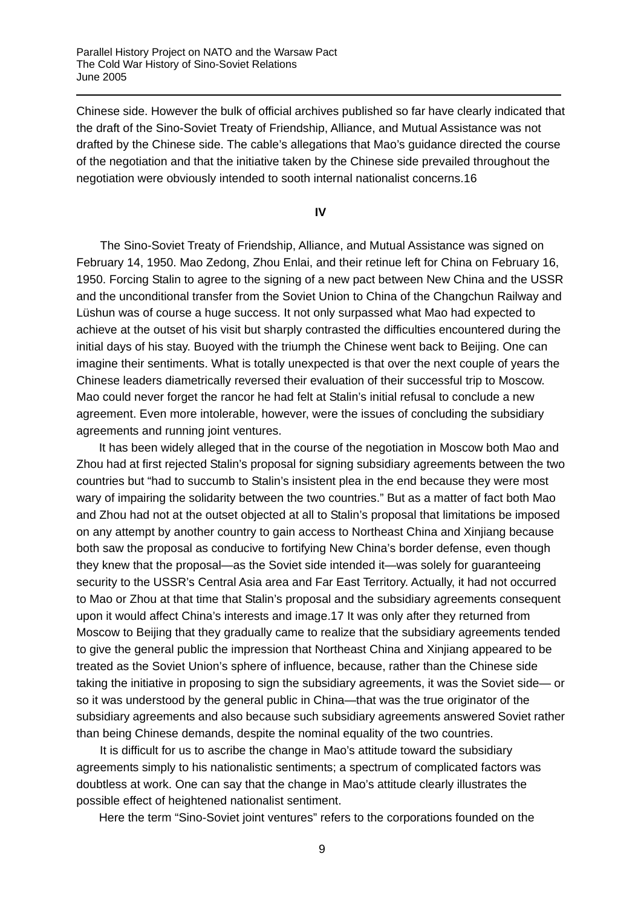Chinese side. However the bulk of official archives published so far have clearly indicated that the draft of the Sino-Soviet Treaty of Friendship, Alliance, and Mutual Assistance was not drafted by the Chinese side. The cable's allegations that Mao's guidance directed the course of the negotiation and that the initiative taken by the Chinese side prevailed throughout the negotiation were obviously intended to sooth internal nationalist concerns.16

**IV**

The Sino-Soviet Treaty of Friendship, Alliance, and Mutual Assistance was signed on February 14, 1950. Mao Zedong, Zhou Enlai, and their retinue left for China on February 16, 1950. Forcing Stalin to agree to the signing of a new pact between New China and the USSR and the unconditional transfer from the Soviet Union to China of the Changchun Railway and Lüshun was of course a huge success. It not only surpassed what Mao had expected to achieve at the outset of his visit but sharply contrasted the difficulties encountered during the initial days of his stay. Buoyed with the triumph the Chinese went back to Beijing. One can imagine their sentiments. What is totally unexpected is that over the next couple of years the Chinese leaders diametrically reversed their evaluation of their successful trip to Moscow. Mao could never forget the rancor he had felt at Stalin's initial refusal to conclude a new agreement. Even more intolerable, however, were the issues of concluding the subsidiary agreements and running joint ventures.

It has been widely alleged that in the course of the negotiation in Moscow both Mao and Zhou had at first rejected Stalin's proposal for signing subsidiary agreements between the two countries but "had to succumb to Stalin's insistent plea in the end because they were most wary of impairing the solidarity between the two countries." But as a matter of fact both Mao and Zhou had not at the outset objected at all to Stalin's proposal that limitations be imposed on any attempt by another country to gain access to Northeast China and Xinjiang because both saw the proposal as conducive to fortifying New China's border defense, even though they knew that the proposal—as the Soviet side intended it—was solely for guaranteeing security to the USSR's Central Asia area and Far East Territory. Actually, it had not occurred to Mao or Zhou at that time that Stalin's proposal and the subsidiary agreements consequent upon it would affect China's interests and image.17 It was only after they returned from Moscow to Beijing that they gradually came to realize that the subsidiary agreements tended to give the general public the impression that Northeast China and Xinjiang appeared to be treated as the Soviet Union's sphere of influence, because, rather than the Chinese side taking the initiative in proposing to sign the subsidiary agreements, it was the Soviet side— or so it was understood by the general public in China—that was the true originator of the subsidiary agreements and also because such subsidiary agreements answered Soviet rather than being Chinese demands, despite the nominal equality of the two countries.

It is difficult for us to ascribe the change in Mao's attitude toward the subsidiary agreements simply to his nationalistic sentiments; a spectrum of complicated factors was doubtless at work. One can say that the change in Mao's attitude clearly illustrates the possible effect of heightened nationalist sentiment.

Here the term "Sino-Soviet joint ventures" refers to the corporations founded on the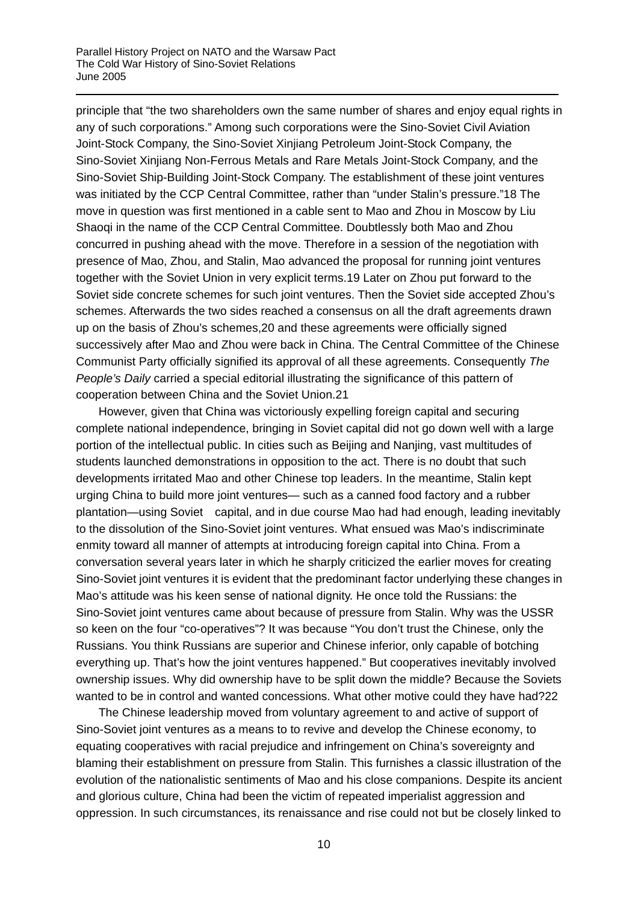principle that "the two shareholders own the same number of shares and enjoy equal rights in any of such corporations." Among such corporations were the Sino-Soviet Civil Aviation Joint-Stock Company, the Sino-Soviet Xinjiang Petroleum Joint-Stock Company, the Sino-Soviet Xinjiang Non-Ferrous Metals and Rare Metals Joint-Stock Company, and the Sino-Soviet Ship-Building Joint-Stock Company. The establishment of these joint ventures was initiated by the CCP Central Committee, rather than "under Stalin's pressure."18 The move in question was first mentioned in a cable sent to Mao and Zhou in Moscow by Liu Shaoqi in the name of the CCP Central Committee. Doubtlessly both Mao and Zhou concurred in pushing ahead with the move. Therefore in a session of the negotiation with presence of Mao, Zhou, and Stalin, Mao advanced the proposal for running joint ventures together with the Soviet Union in very explicit terms.19 Later on Zhou put forward to the Soviet side concrete schemes for such joint ventures. Then the Soviet side accepted Zhou's schemes. Afterwards the two sides reached a consensus on all the draft agreements drawn up on the basis of Zhou's schemes,20 and these agreements were officially signed successively after Mao and Zhou were back in China. The Central Committee of the Chinese Communist Party officially signified its approval of all these agreements. Consequently *The People's Daily* carried a special editorial illustrating the significance of this pattern of cooperation between China and the Soviet Union.21

However, given that China was victoriously expelling foreign capital and securing complete national independence, bringing in Soviet capital did not go down well with a large portion of the intellectual public. In cities such as Beijing and Nanjing, vast multitudes of students launched demonstrations in opposition to the act. There is no doubt that such developments irritated Mao and other Chinese top leaders. In the meantime, Stalin kept urging China to build more joint ventures— such as a canned food factory and a rubber plantation—using Soviet capital, and in due course Mao had had enough, leading inevitably to the dissolution of the Sino-Soviet joint ventures. What ensued was Mao's indiscriminate enmity toward all manner of attempts at introducing foreign capital into China. From a conversation several years later in which he sharply criticized the earlier moves for creating Sino-Soviet joint ventures it is evident that the predominant factor underlying these changes in Mao's attitude was his keen sense of national dignity. He once told the Russians: the Sino-Soviet joint ventures came about because of pressure from Stalin. Why was the USSR so keen on the four "co-operatives"? It was because "You don't trust the Chinese, only the Russians. You think Russians are superior and Chinese inferior, only capable of botching everything up. That's how the joint ventures happened." But cooperatives inevitably involved ownership issues. Why did ownership have to be split down the middle? Because the Soviets wanted to be in control and wanted concessions. What other motive could they have had?22

The Chinese leadership moved from voluntary agreement to and active of support of Sino-Soviet joint ventures as a means to to revive and develop the Chinese economy, to equating cooperatives with racial prejudice and infringement on China's sovereignty and blaming their establishment on pressure from Stalin. This furnishes a classic illustration of the evolution of the nationalistic sentiments of Mao and his close companions. Despite its ancient and glorious culture, China had been the victim of repeated imperialist aggression and oppression. In such circumstances, its renaissance and rise could not but be closely linked to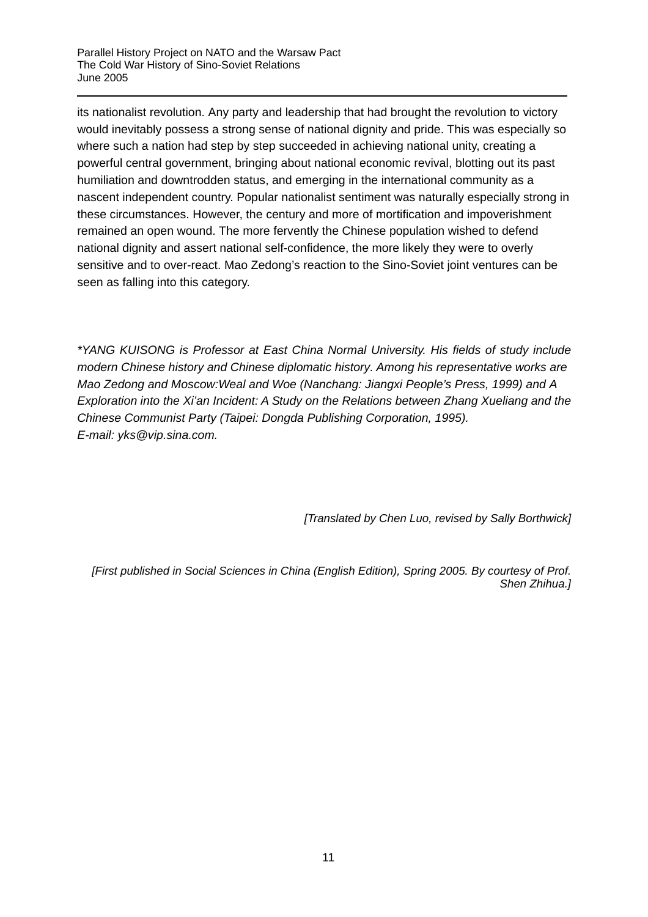its nationalist revolution. Any party and leadership that had brought the revolution to victory would inevitably possess a strong sense of national dignity and pride. This was especially so where such a nation had step by step succeeded in achieving national unity, creating a powerful central government, bringing about national economic revival, blotting out its past humiliation and downtrodden status, and emerging in the international community as a nascent independent country. Popular nationalist sentiment was naturally especially strong in these circumstances. However, the century and more of mortification and impoverishment remained an open wound. The more fervently the Chinese population wished to defend national dignity and assert national self-confidence, the more likely they were to overly sensitive and to over-react. Mao Zedong's reaction to the Sino-Soviet joint ventures can be seen as falling into this category.

*\*YANG KUISONG is Professor at East China Normal University. His fields of study include modern Chinese history and Chinese diplomatic history. Among his representative works are Mao Zedong and Moscow:Weal and Woe (Nanchang: Jiangxi People's Press, 1999) and A Exploration into the Xi'an Incident: A Study on the Relations between Zhang Xueliang and the Chinese Communist Party (Taipei: Dongda Publishing Corporation, 1995).*
*E-mail: yks@vip.sina.com.*

*[Translated by Chen Luo, revised by Sally Borthwick]*

*[First published in Social Sciences in China (English Edition), Spring 2005. By courtesy of Prof. Shen Zhihua.]*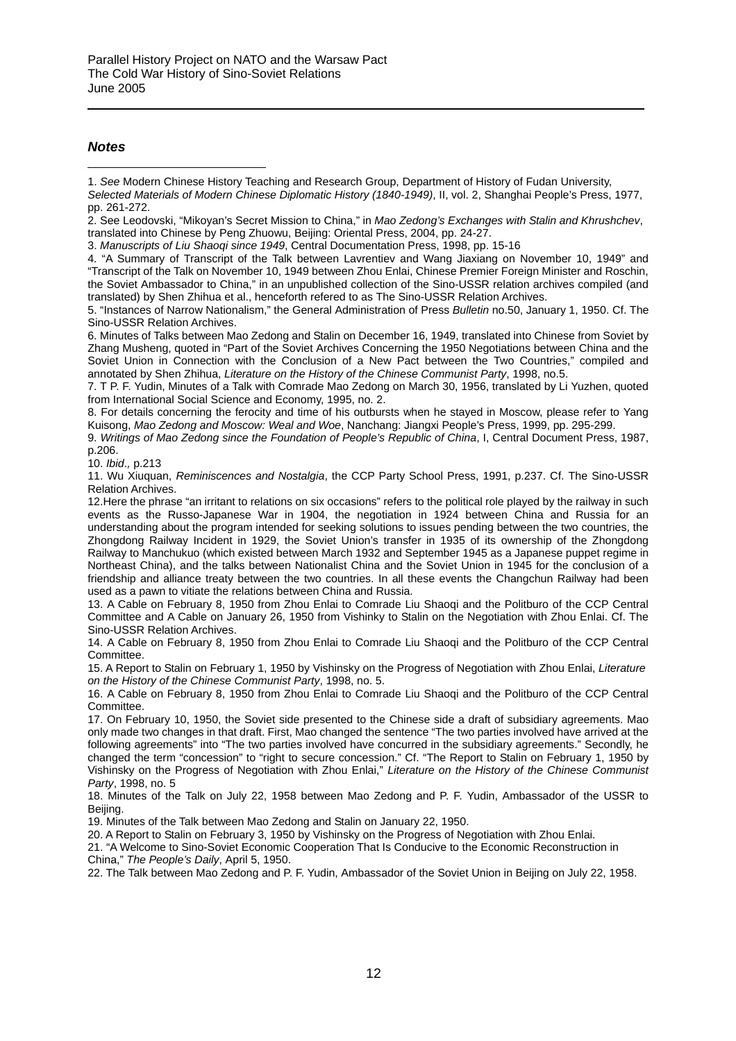## *Notes*

1. *See* Modern Chinese History Teaching and Research Group, Department of History of Fudan University, *Selected Materials of Modern Chinese Diplomatic History (1840-1949)*, II, vol. 2, Shanghai People's Press, 1977, pp. 261-272.

2. See Leodovski, "Mikoyan's Secret Mission to China," in *Mao Zedong's Exchanges with Stalin and Khrushchev*, translated into Chinese by Peng Zhuowu, Beijing: Oriental Press, 2004, pp. 24-27.

3. *Manuscripts of Liu Shaoqi since 1949*, Central Documentation Press, 1998, pp. 15-16

4. "A Summary of Transcript of the Talk between Lavrentiev and Wang Jiaxiang on November 10, 1949" and "Transcript of the Talk on November 10, 1949 between Zhou Enlai, Chinese Premier Foreign Minister and Roschin, the Soviet Ambassador to China," in an unpublished collection of the Sino-USSR relation archives compiled (and translated) by Shen Zhihua et al., henceforth refered to as The Sino-USSR Relation Archives.

5. "Instances of Narrow Nationalism," the General Administration of Press *Bulletin* no.50, January 1, 1950. Cf. The Sino-USSR Relation Archives.

6. Minutes of Talks between Mao Zedong and Stalin on December 16, 1949, translated into Chinese from Soviet by Zhang Musheng, quoted in "Part of the Soviet Archives Concerning the 1950 Negotiations between China and the Soviet Union in Connection with the Conclusion of a New Pact between the Two Countries," compiled and annotated by Shen Zhihua, *Literature on the History of the Chinese Communist Party*, 1998, no.5.

7. T P. F. Yudin, Minutes of a Talk with Comrade Mao Zedong on March 30, 1956, translated by Li Yuzhen, quoted from International Social Science and Economy, 1995, no. 2.

8. For details concerning the ferocity and time of his outbursts when he stayed in Moscow, please refer to Yang Kuisong, *Mao Zedong and Moscow: Weal and Woe*, Nanchang: Jiangxi People's Press, 1999, pp. 295-299.

9. *Writings of Mao Zedong since the Foundation of People's Republic of China*, I, Central Document Press, 1987, p.206.

10. *Ibid.,* p.213

11. Wu Xiuquan, *Reminiscences and Nostalgia*, the CCP Party School Press, 1991, p.237. Cf. The Sino-USSR Relation Archives.

12.Here the phrase "an irritant to relations on six occasions" refers to the political role played by the railway in such events as the Russo-Japanese War in 1904, the negotiation in 1924 between China and Russia for an understanding about the program intended for seeking solutions to issues pending between the two countries, the Zhongdong Railway Incident in 1929, the Soviet Union's transfer in 1935 of its ownership of the Zhongdong Railway to Manchukuo (which existed between March 1932 and September 1945 as a Japanese puppet regime in Northeast China), and the talks between Nationalist China and the Soviet Union in 1945 for the conclusion of a friendship and alliance treaty between the two countries. In all these events the Changchun Railway had been used as a pawn to vitiate the relations between China and Russia.

13. A Cable on February 8, 1950 from Zhou Enlai to Comrade Liu Shaoqi and the Politburo of the CCP Central Committee and A Cable on January 26, 1950 from Vishinky to Stalin on the Negotiation with Zhou Enlai. Cf. The Sino-USSR Relation Archives.

14. A Cable on February 8, 1950 from Zhou Enlai to Comrade Liu Shaoqi and the Politburo of the CCP Central Committee.

15. A Report to Stalin on February 1, 1950 by Vishinsky on the Progress of Negotiation with Zhou Enlai, *Literature on the History of the Chinese Communist Party*, 1998, no. 5.

16. A Cable on February 8, 1950 from Zhou Enlai to Comrade Liu Shaoqi and the Politburo of the CCP Central Committee.

17. On February 10, 1950, the Soviet side presented to the Chinese side a draft of subsidiary agreements. Mao only made two changes in that draft. First, Mao changed the sentence "The two parties involved have arrived at the following agreements" into "The two parties involved have concurred in the subsidiary agreements." Secondly, he changed the term "concession" to "right to secure concession." Cf. "The Report to Stalin on February 1, 1950 by Vishinsky on the Progress of Negotiation with Zhou Enlai," *Literature on the History of the Chinese Communist Party*, 1998, no. 5

18. Minutes of the Talk on July 22, 1958 between Mao Zedong and P. F. Yudin, Ambassador of the USSR to Beijing.

19. Minutes of the Talk between Mao Zedong and Stalin on January 22, 1950.

20. A Report to Stalin on February 3, 1950 by Vishinsky on the Progress of Negotiation with Zhou Enlai.

21. "A Welcome to Sino-Soviet Economic Cooperation That Is Conducive to the Economic Reconstruction in China," *The People's Daily*, April 5, 1950.

22. The Talk between Mao Zedong and P. F. Yudin, Ambassador of the Soviet Union in Beijing on July 22, 1958.